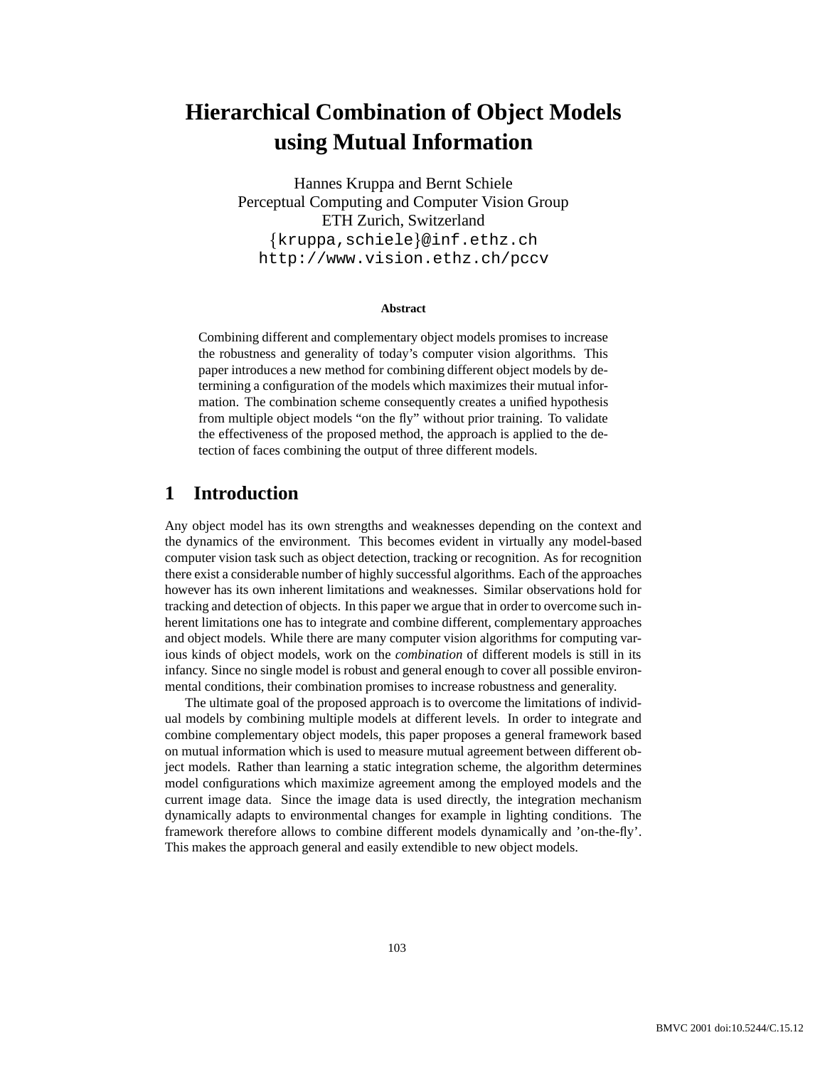# Hierarchical Combination of Object Models using Mutual Information

Hannes Kruppa and Bernt Schiele
Perceptual Computing and Computer Vision Group
ETH Zurich, Switzerland
{kruppa,schiele}@inf.ethz.ch
http://www.vision.ethz.ch/pccv

**Abstract**

Combining different and complementary object models promises to increase the robustness and generality of today's computer vision algorithms. This paper introduces a new method for combining different object models by determining a configuration of the models which maximizes their mutual information. The combination scheme consequently creates a unified hypothesis from multiple object models "on the fly" without prior training. To validate the effectiveness of the proposed method, the approach is applied to the detection of faces combining the output of three different models.

## 1 Introduction

Any object model has its own strengths and weaknesses depending on the context and the dynamics of the environment. This becomes evident in virtually any model-based computer vision task such as object detection, tracking or recognition. As for recognition there exist a considerable number of highly successful algorithms. Each of the approaches however has its own inherent limitations and weaknesses. Similar observations hold for tracking and detection of objects. In this paper we argue that in order to overcome such inherent limitations one has to integrate and combine different, complementary approaches and object models. While there are many computer vision algorithms for computing various kinds of object models, work on the *combination* of different models is still in its infancy. Since no single model is robust and general enough to cover all possible environmental conditions, their combination promises to increase robustness and generality.

The ultimate goal of the proposed approach is to overcome the limitations of individual models by combining multiple models at different levels. In order to integrate and combine complementary object models, this paper proposes a general framework based on mutual information which is used to measure mutual agreement between different object models. Rather than learning a static integration scheme, the algorithm determines model configurations which maximize agreement among the employed models and the current image data. Since the image data is used directly, the integration mechanism dynamically adapts to environmental changes for example in lighting conditions. The framework therefore allows to combine different models dynamically and 'on-the-fly'. This makes the approach general and easily extendible to new object models.

BMVC 2001 doi:10.5244/C.15.12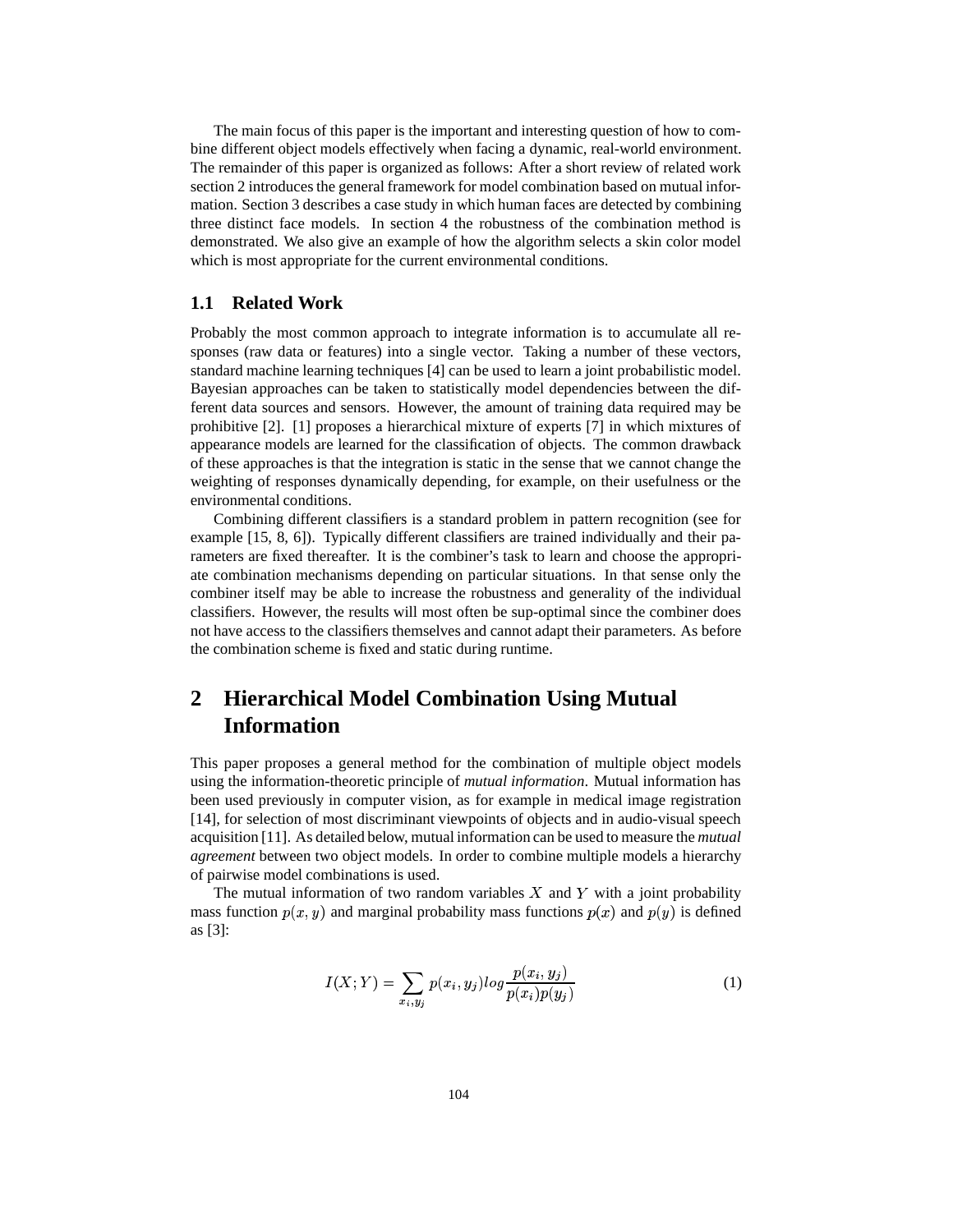The main focus of this paper is the important and interesting question of how to combine different object models effectively when facing a dynamic, real-world environment. The remainder of this paper is organized as follows: After a short review of related work section 2 introduces the general framework for model combination based on mutual information. Section 3 describes a case study in which human faces are detected by combining three distinct face models. In section 4 the robustness of the combination method is demonstrated. We also give an example of how the algorithm selects a skin color model which is most appropriate for the current environmental conditions.

### 1.1 Related Work

Probably the most common approach to integrate information is to accumulate all responses (raw data or features) into a single vector. Taking a number of these vectors, standard machine learning techniques [4] can be used to learn a joint probabilistic model. Bayesian approaches can be taken to statistically model dependencies between the different data sources and sensors. However, the amount of training data required may be prohibitive [2]. [1] proposes a hierarchical mixture of experts [7] in which mixtures of appearance models are learned for the classification of objects. The common drawback of these approaches is that the integration is static in the sense that we cannot change the weighting of responses dynamically depending, for example, on their usefulness or the environmental conditions.

Combining different classifiers is a standard problem in pattern recognition (see for example [15, 8, 6]). Typically different classifiers are trained individually and their parameters are fixed thereafter. It is the combiner's task to learn and choose the appropriate combination mechanisms depending on particular situations. In that sense only the combiner itself may be able to increase the robustness and generality of the individual classifiers. However, the results will most often be sup-optimal since the combiner does not have access to the classifiers themselves and cannot adapt their parameters. As before the combination scheme is fixed and static during runtime.

## 2 Hierarchical Model Combination Using Mutual Information

This paper proposes a general method for the combination of multiple object models using the information-theoretic principle of *mutual information*. Mutual information has been used previously in computer vision, as for example in medical image registration [14], for selection of most discriminant viewpoints of objects and in audio-visual speech acquisition [11]. As detailed below, mutual information can be used to measure the *mutual agreement* between two object models. In order to combine multiple models a hierarchy of pairwise model combinations is used.

The mutual information of two random variables $X$ and $Y$ with a joint probability mass function $p(x, y)$ and marginal probability mass functions $p(x)$ and $p(y)$ is defined as [3]:

$$I(X;Y) = \sum_{x_i, y_j} p(x_i, y_j) log \frac{p(x_i, y_j)}{p(x_i)p(y_j)} \tag{1}$$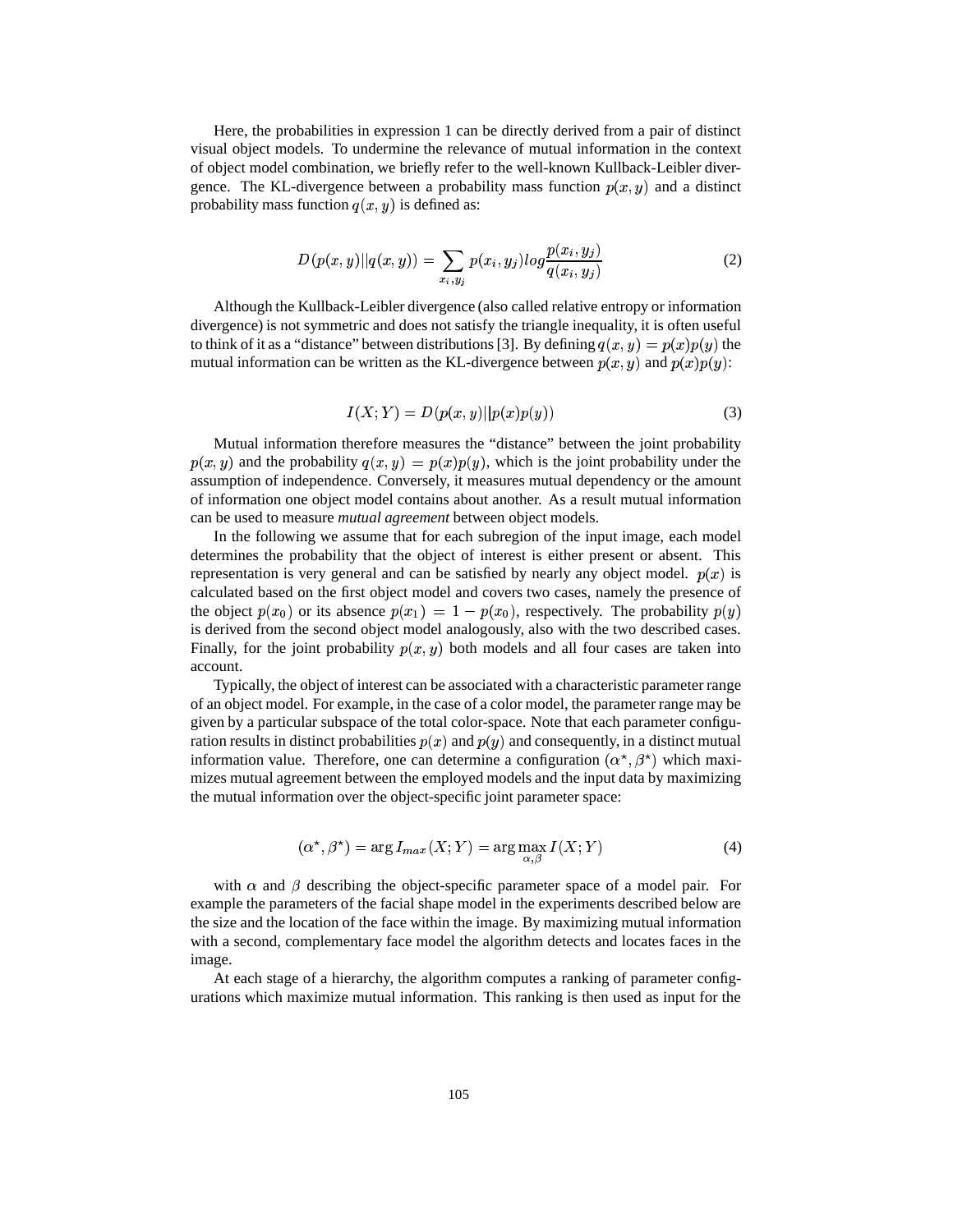Here, the probabilities in expression 1 can be directly derived from a pair of distinct visual object models. To undermine the relevance of mutual information in the context of object model combination, we briefly refer to the well-known Kullback-Leibler divergence. The KL-divergence between a probability mass function $p(x, y)$ and a distinct probability mass function $q(x, y)$ is defined as:

$$D(p(x,y)||q(x,y)) = \sum_{x_i, y_j} p(x_i, y_j) log \frac{p(x_i, y_j)}{q(x_i, y_j)} \tag{2}$$

Although the Kullback-Leibler divergence (also called relative entropy or information divergence) is not symmetric and does not satisfy the triangle inequality, it is often useful to think of it as a "distance" between distributions [3]. By defining $q(x, y) = p(x)p(y)$ the mutual information can be written as the KL-divergence between $p(x, y)$ and $p(x)p(y)$:

$$I(X;Y) = D(p(x,y)||p(x)p(y)) \tag{3}$$

Mutual information therefore measures the "distance" between the joint probability $p(x, y)$ and the probability $q(x, y) = p(x)p(y)$, which is the joint probability under the assumption of independence. Conversely, it measures mutual dependency or the amount of information one object model contains about another. As a result mutual information can be used to measure *mutual agreement* between object models.

In the following we assume that for each subregion of the input image, each model determines the probability that the object of interest is either present or absent. This representation is very general and can be satisfied by nearly any object model. $p(x)$ is calculated based on the first object model and covers two cases, namely the presence of the object $p(x_0)$ or its absence $p(x_1) = 1 - p(x_0)$, respectively. The probability $p(y)$ is derived from the second object model analogously, also with the two described cases. Finally, for the joint probability $p(x, y)$ both models and all four cases are taken into account.

Typically, the object of interest can be associated with a characteristic parameter range of an object model. For example, in the case of a color model, the parameter range may be given by a particular subspace of the total color-space. Note that each parameter configuration results in distinct probabilities $p(x)$ and $p(y)$ and consequently, in a distinct mutual information value. Therefore, one can determine a configuration $(\alpha^\star, \beta^\star)$ which maximizes mutual agreement between the employed models and the input data by maximizing the mutual information over the object-specific joint parameter space:

$$(\alpha^\star, \beta^\star) = \arg I_{max}(X;Y) = \arg \max_{\alpha, \beta} I(X;Y) \tag{4}$$

with $\alpha$ and $\beta$ describing the object-specific parameter space of a model pair. For example the parameters of the facial shape model in the experiments described below are the size and the location of the face within the image. By maximizing mutual information with a second, complementary face model the algorithm detects and locates faces in the image.

At each stage of a hierarchy, the algorithm computes a ranking of parameter configurations which maximize mutual information. This ranking is then used as input for the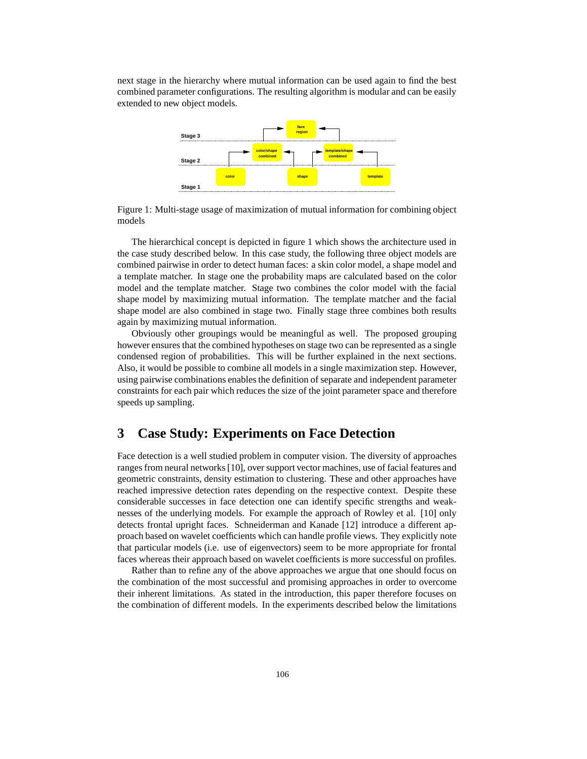next stage in the hierarchy where mutual information can be used again to find the best combined parameter configurations. The resulting algorithm is modular and can be easily extended to new object models.

Stage 3

face region

Stage 2

color/shape combined

template/shape combined

Stage 1

color

shape

template

Figure 1: Multi-stage usage of maximization of mutual information for combining object models

The hierarchical concept is depicted in figure 1 which shows the architecture used in the case study described below. In this case study, the following three object models are combined pairwise in order to detect human faces: a skin color model, a shape model and a template matcher. In stage one the probability maps are calculated based on the color model and the template matcher. Stage two combines the color model with the facial shape model by maximizing mutual information. The template matcher and the facial shape model are also combined in stage two. Finally stage three combines both results again by maximizing mutual information.

Obviously other groupings would be meaningful as well. The proposed grouping however ensures that the combined hypotheses on stage two can be represented as a single condensed region of probabilities. This will be further explained in the next sections. Also, it would be possible to combine all models in a single maximization step. However, using pairwise combinations enables the definition of separate and independent parameter constraints for each pair which reduces the size of the joint parameter space and therefore speeds up sampling.

# 3 Case Study: Experiments on Face Detection

Face detection is a well studied problem in computer vision. The diversity of approaches ranges from neural networks [10], over support vector machines, use of facial features and geometric constraints, density estimation to clustering. These and other approaches have reached impressive detection rates depending on the respective context. Despite these considerable successes in face detection one can identify specific strengths and weaknesses of the underlying models. For example the approach of Rowley et al. [10] only detects frontal upright faces. Schneiderman and Kanade [12] introduce a different approach based on wavelet coefficients which can handle profile views. They explicitly note that particular models (i.e. use of eigenvectors) seem to be more appropriate for frontal faces whereas their approach based on wavelet coefficients is more successful on profiles.

Rather than to refine any of the above approaches we argue that one should focus on the combination of the most successful and promising approaches in order to overcome their inherent limitations. As stated in the introduction, this paper therefore focuses on the combination of different models. In the experiments described below the limitations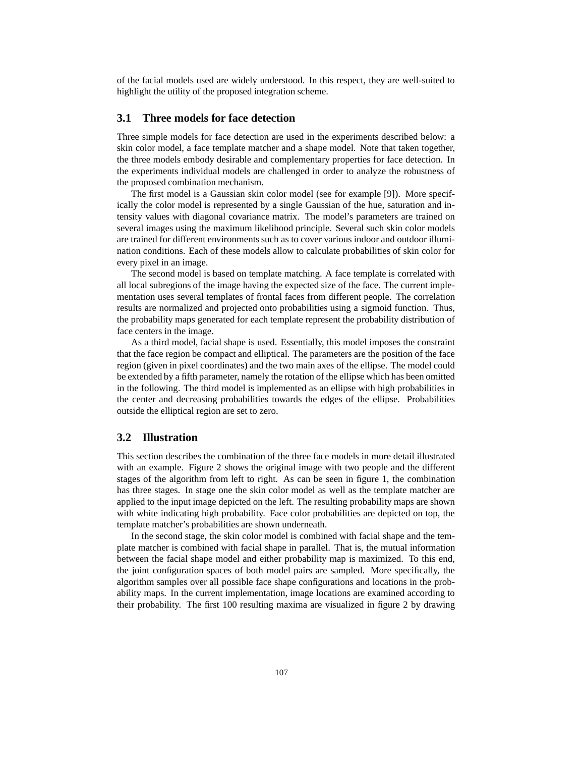of the facial models used are widely understood. In this respect, they are well-suited to highlight the utility of the proposed integration scheme.

## 3.1 Three models for face detection

Three simple models for face detection are used in the experiments described below: a skin color model, a face template matcher and a shape model. Note that taken together, the three models embody desirable and complementary properties for face detection. In the experiments individual models are challenged in order to analyze the robustness of the proposed combination mechanism.

The first model is a Gaussian skin color model (see for example [9]). More specifically the color model is represented by a single Gaussian of the hue, saturation and intensity values with diagonal covariance matrix. The model's parameters are trained on several images using the maximum likelihood principle. Several such skin color models are trained for different environments such as to cover various indoor and outdoor illumination conditions. Each of these models allow to calculate probabilities of skin color for every pixel in an image.

The second model is based on template matching. A face template is correlated with all local subregions of the image having the expected size of the face. The current implementation uses several templates of frontal faces from different people. The correlation results are normalized and projected onto probabilities using a sigmoid function. Thus, the probability maps generated for each template represent the probability distribution of face centers in the image.

As a third model, facial shape is used. Essentially, this model imposes the constraint that the face region be compact and elliptical. The parameters are the position of the face region (given in pixel coordinates) and the two main axes of the ellipse. The model could be extended by a fifth parameter, namely the rotation of the ellipse which has been omitted in the following. The third model is implemented as an ellipse with high probabilities in the center and decreasing probabilities towards the edges of the ellipse. Probabilities outside the elliptical region are set to zero.

## 3.2 Illustration

This section describes the combination of the three face models in more detail illustrated with an example. Figure 2 shows the original image with two people and the different stages of the algorithm from left to right. As can be seen in figure 1, the combination has three stages. In stage one the skin color model as well as the template matcher are applied to the input image depicted on the left. The resulting probability maps are shown with white indicating high probability. Face color probabilities are depicted on top, the template matcher's probabilities are shown underneath.

In the second stage, the skin color model is combined with facial shape and the template matcher is combined with facial shape in parallel. That is, the mutual information between the facial shape model and either probability map is maximized. To this end, the joint configuration spaces of both model pairs are sampled. More specifically, the algorithm samples over all possible face shape configurations and locations in the probability maps. In the current implementation, image locations are examined according to their probability. The first 100 resulting maxima are visualized in figure 2 by drawing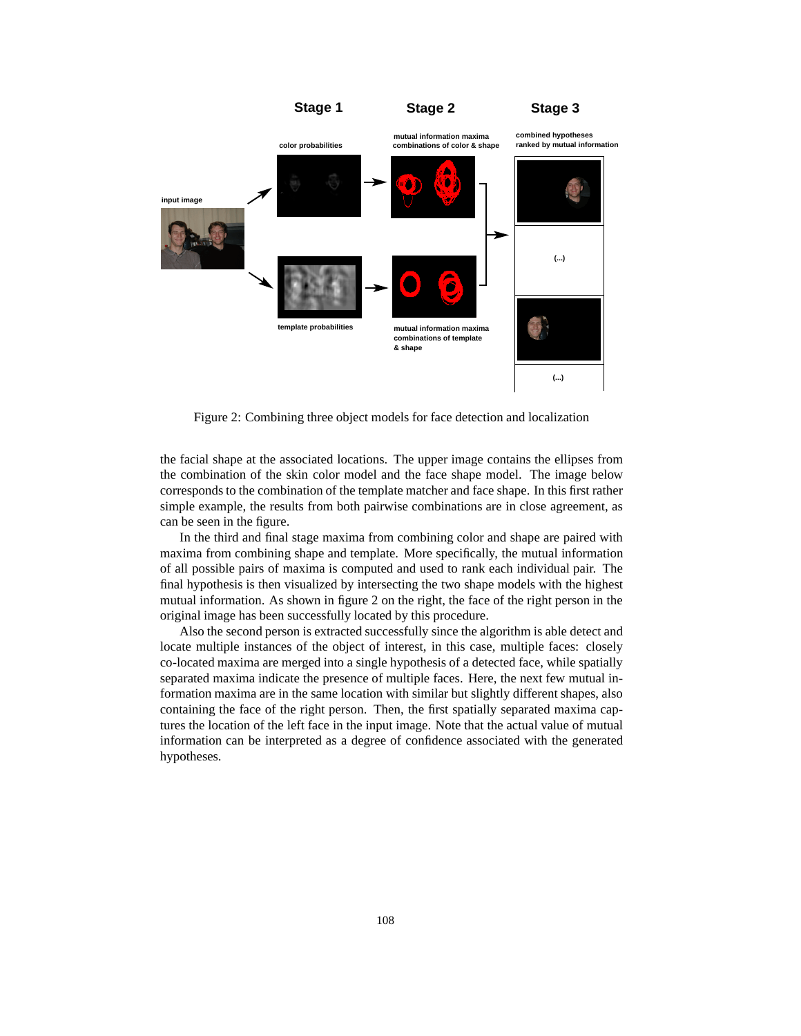Figure 2: Combining three object models for face detection and localization

the facial shape at the associated locations. The upper image contains the ellipses from the combination of the skin color model and the face shape model. The image below corresponds to the combination of the template matcher and face shape. In this first rather simple example, the results from both pairwise combinations are in close agreement, as can be seen in the figure.

In the third and final stage maxima from combining color and shape are paired with maxima from combining shape and template. More specifically, the mutual information of all possible pairs of maxima is computed and used to rank each individual pair. The final hypothesis is then visualized by intersecting the two shape models with the highest mutual information. As shown in figure 2 on the right, the face of the right person in the original image has been successfully located by this procedure.

Also the second person is extracted successfully since the algorithm is able detect and locate multiple instances of the object of interest, in this case, multiple faces: closely co-located maxima are merged into a single hypothesis of a detected face, while spatially separated maxima indicate the presence of multiple faces. Here, the next few mutual information maxima are in the same location with similar but slightly different shapes, also containing the face of the right person. Then, the first spatially separated maxima captures the location of the left face in the input image. Note that the actual value of mutual information can be interpreted as a degree of confidence associated with the generated hypotheses.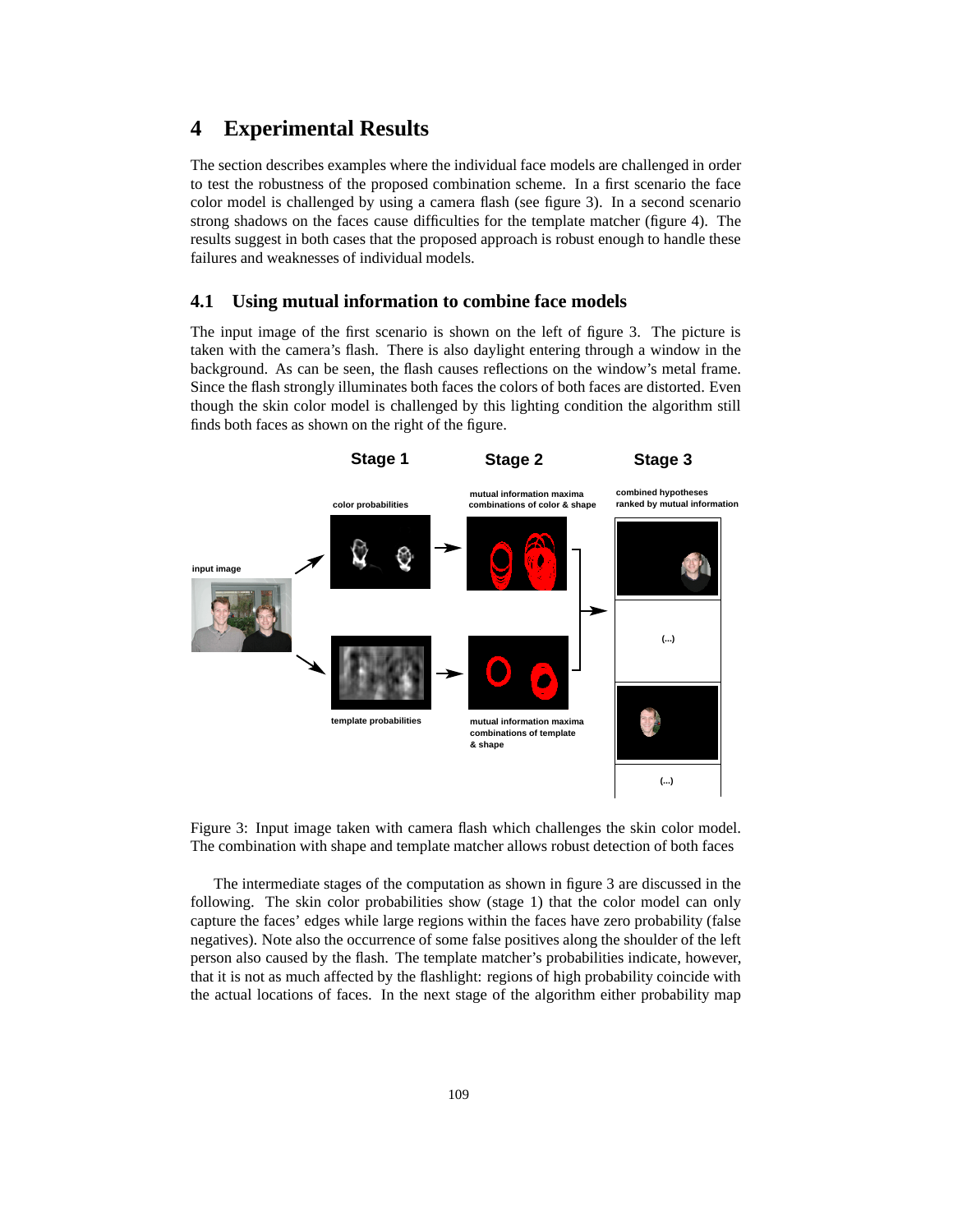# 4 Experimental Results

The section describes examples where the individual face models are challenged in order to test the robustness of the proposed combination scheme. In a first scenario the face color model is challenged by using a camera flash (see figure 3). In a second scenario strong shadows on the faces cause difficulties for the template matcher (figure 4). The results suggest in both cases that the proposed approach is robust enough to handle these failures and weaknesses of individual models.

## 4.1 Using mutual information to combine face models

The input image of the first scenario is shown on the left of figure 3. The picture is taken with the camera's flash. There is also daylight entering through a window in the background. As can be seen, the flash causes reflections on the window's metal frame. Since the flash strongly illuminates both faces the colors of both faces are distorted. Even though the skin color model is challenged by this lighting condition the algorithm still finds both faces as shown on the right of the figure.

Figure 3: Input image taken with camera flash which challenges the skin color model. The combination with shape and template matcher allows robust detection of both faces

The intermediate stages of the computation as shown in figure 3 are discussed in the following. The skin color probabilities show (stage 1) that the color model can only capture the faces' edges while large regions within the faces have zero probability (false negatives). Note also the occurrence of some false positives along the shoulder of the left person also caused by the flash. The template matcher's probabilities indicate, however, that it is not as much affected by the flashlight: regions of high probability coincide with the actual locations of faces. In the next stage of the algorithm either probability map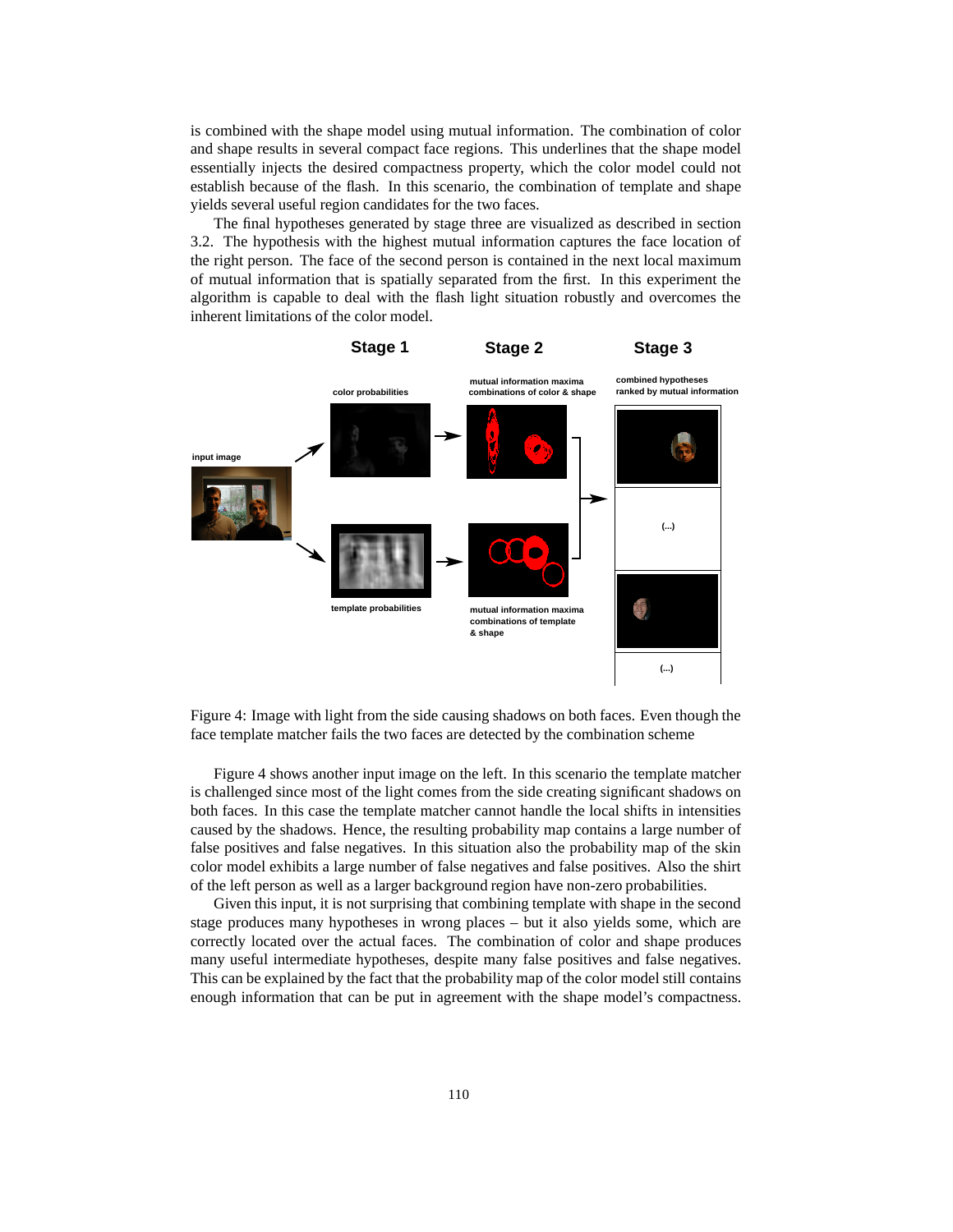is combined with the shape model using mutual information. The combination of color and shape results in several compact face regions. This underlines that the shape model essentially injects the desired compactness property, which the color model could not establish because of the flash. In this scenario, the combination of template and shape yields several useful region candidates for the two faces.

The final hypotheses generated by stage three are visualized as described in section 3.2. The hypothesis with the highest mutual information captures the face location of the right person. The face of the second person is contained in the next local maximum of mutual information that is spatially separated from the first. In this experiment the algorithm is capable to deal with the flash light situation robustly and overcomes the inherent limitations of the color model.

Figure 4: Image with light from the side causing shadows on both faces. Even though the face template matcher fails the two faces are detected by the combination scheme

Figure 4 shows another input image on the left. In this scenario the template matcher is challenged since most of the light comes from the side creating significant shadows on both faces. In this case the template matcher cannot handle the local shifts in intensities caused by the shadows. Hence, the resulting probability map contains a large number of false positives and false negatives. In this situation also the probability map of the skin color model exhibits a large number of false negatives and false positives. Also the shirt of the left person as well as a larger background region have non-zero probabilities.

Given this input, it is not surprising that combining template with shape in the second stage produces many hypotheses in wrong places – but it also yields some, which are correctly located over the actual faces. The combination of color and shape produces many useful intermediate hypotheses, despite many false positives and false negatives. This can be explained by the fact that the probability map of the color model still contains enough information that can be put in agreement with the shape model's compactness.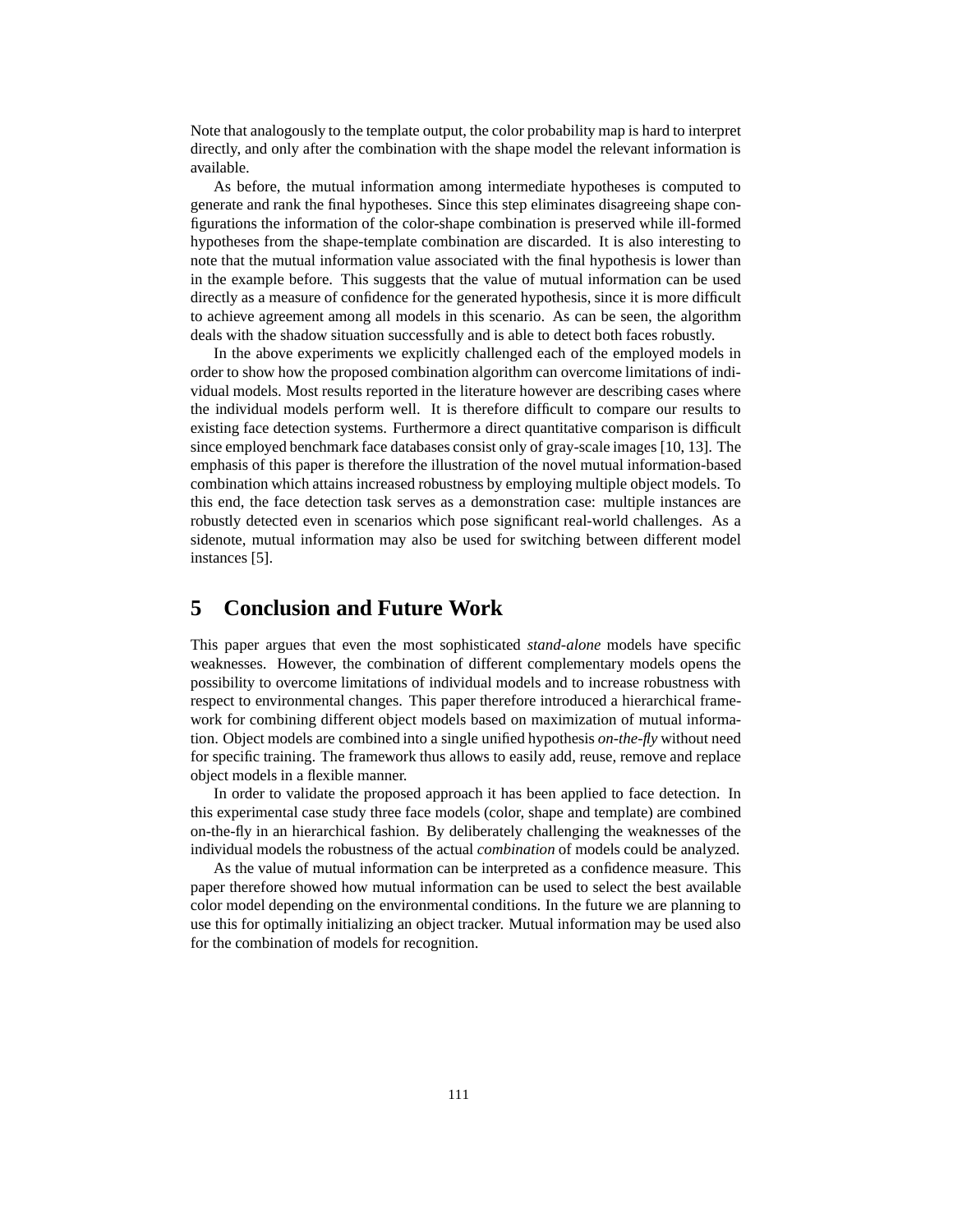Note that analogously to the template output, the color probability map is hard to interpret directly, and only after the combination with the shape model the relevant information is available.

As before, the mutual information among intermediate hypotheses is computed to generate and rank the final hypotheses. Since this step eliminates disagreeing shape configurations the information of the color-shape combination is preserved while ill-formed hypotheses from the shape-template combination are discarded. It is also interesting to note that the mutual information value associated with the final hypothesis is lower than in the example before. This suggests that the value of mutual information can be used directly as a measure of confidence for the generated hypothesis, since it is more difficult to achieve agreement among all models in this scenario. As can be seen, the algorithm deals with the shadow situation successfully and is able to detect both faces robustly.

In the above experiments we explicitly challenged each of the employed models in order to show how the proposed combination algorithm can overcome limitations of individual models. Most results reported in the literature however are describing cases where the individual models perform well. It is therefore difficult to compare our results to existing face detection systems. Furthermore a direct quantitative comparison is difficult since employed benchmark face databases consist only of gray-scale images [10, 13]. The emphasis of this paper is therefore the illustration of the novel mutual information-based combination which attains increased robustness by employing multiple object models. To this end, the face detection task serves as a demonstration case: multiple instances are robustly detected even in scenarios which pose significant real-world challenges. As a sidenote, mutual information may also be used for switching between different model instances [5].

## 5 Conclusion and Future Work

This paper argues that even the most sophisticated *stand-alone* models have specific weaknesses. However, the combination of different complementary models opens the possibility to overcome limitations of individual models and to increase robustness with respect to environmental changes. This paper therefore introduced a hierarchical framework for combining different object models based on maximization of mutual information. Object models are combined into a single unified hypothesis *on-the-fly* without need for specific training. The framework thus allows to easily add, reuse, remove and replace object models in a flexible manner.

In order to validate the proposed approach it has been applied to face detection. In this experimental case study three face models (color, shape and template) are combined on-the-fly in an hierarchical fashion. By deliberately challenging the weaknesses of the individual models the robustness of the actual *combination* of models could be analyzed.

As the value of mutual information can be interpreted as a confidence measure. This paper therefore showed how mutual information can be used to select the best available color model depending on the environmental conditions. In the future we are planning to use this for optimally initializing an object tracker. Mutual information may be used also for the combination of models for recognition.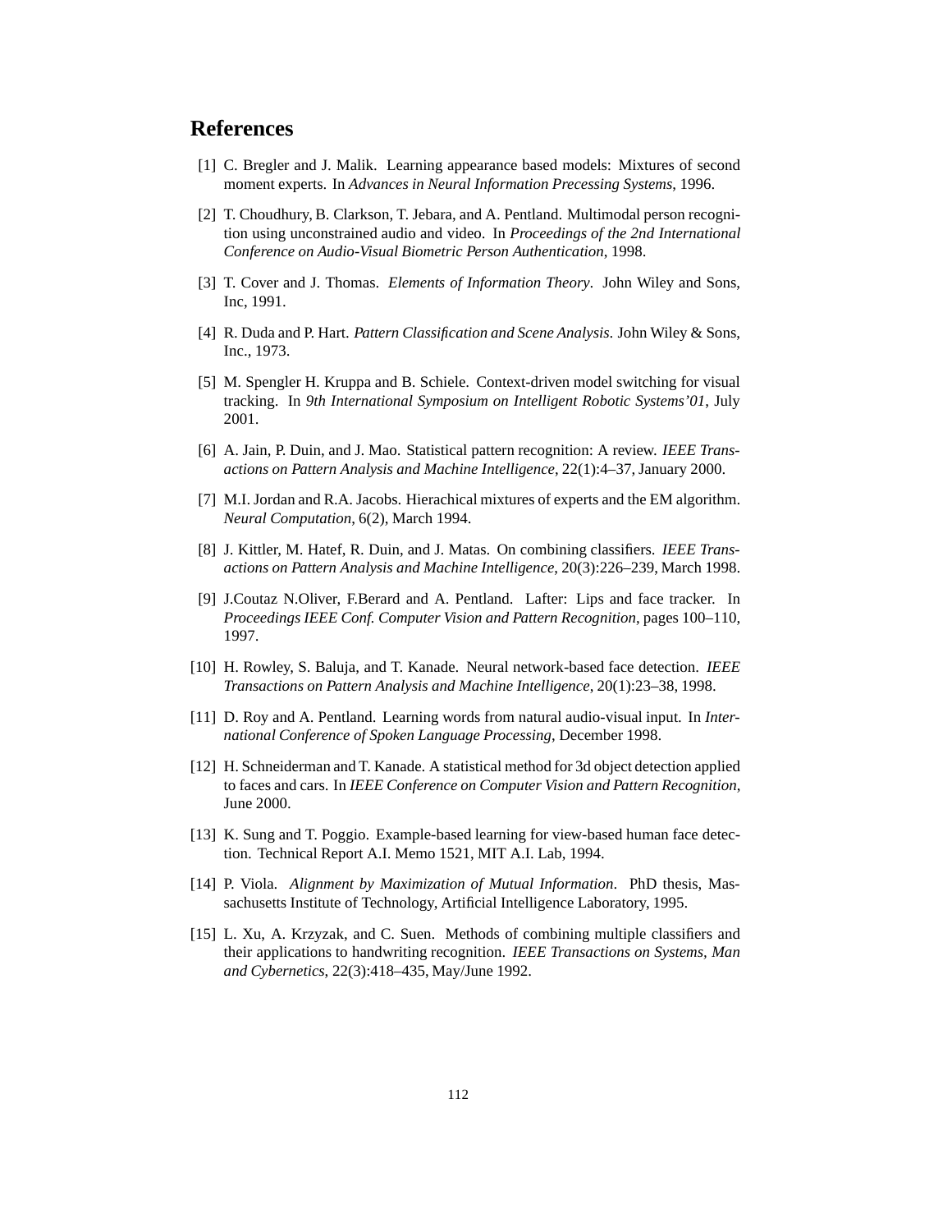# References

[1] C. Bregler and J. Malik. Learning appearance based models: Mixtures of second moment experts. In *Advances in Neural Information Precessing Systems*, 1996.

[2] T. Choudhury, B. Clarkson, T. Jebara, and A. Pentland. Multimodal person recognition using unconstrained audio and video. In *Proceedings of the 2nd International Conference on Audio-Visual Biometric Person Authentication*, 1998.

[3] T. Cover and J. Thomas. *Elements of Information Theory*. John Wiley and Sons, Inc, 1991.

[4] R. Duda and P. Hart. *Pattern Classification and Scene Analysis*. John Wiley & Sons, Inc., 1973.

[5] M. Spengler H. Kruppa and B. Schiele. Context-driven model switching for visual tracking. In *9th International Symposium on Intelligent Robotic Systems'01*, July 2001.

[6] A. Jain, P. Duin, and J. Mao. Statistical pattern recognition: A review. *IEEE Transactions on Pattern Analysis and Machine Intelligence*, 22(1):4–37, January 2000.

[7] M.I. Jordan and R.A. Jacobs. Hierachical mixtures of experts and the EM algorithm. *Neural Computation*, 6(2), March 1994.

[8] J. Kittler, M. Hatef, R. Duin, and J. Matas. On combining classifiers. *IEEE Transactions on Pattern Analysis and Machine Intelligence*, 20(3):226–239, March 1998.

[9] J.Coutaz N.Oliver, F.Berard and A. Pentland. Lafter: Lips and face tracker. In *Proceedings IEEE Conf. Computer Vision and Pattern Recognition*, pages 100–110, 1997.

[10] H. Rowley, S. Baluja, and T. Kanade. Neural network-based face detection. *IEEE Transactions on Pattern Analysis and Machine Intelligence*, 20(1):23–38, 1998.

[11] D. Roy and A. Pentland. Learning words from natural audio-visual input. In *International Conference of Spoken Language Processing*, December 1998.

[12] H. Schneiderman and T. Kanade. A statistical method for 3d object detection applied to faces and cars. In *IEEE Conference on Computer Vision and Pattern Recognition*, June 2000.

[13] K. Sung and T. Poggio. Example-based learning for view-based human face detection. Technical Report A.I. Memo 1521, MIT A.I. Lab, 1994.

[14] P. Viola. *Alignment by Maximization of Mutual Information*. PhD thesis, Massachusetts Institute of Technology, Artificial Intelligence Laboratory, 1995.

[15] L. Xu, A. Krzyzak, and C. Suen. Methods of combining multiple classifiers and their applications to handwriting recognition. *IEEE Transactions on Systems, Man and Cybernetics*, 22(3):418–435, May/June 1992.